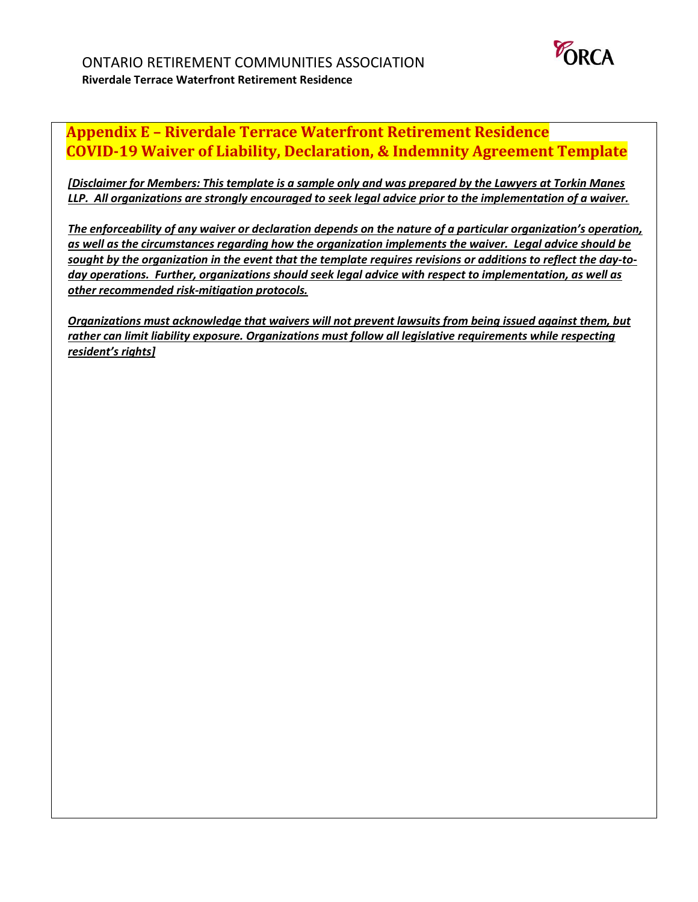# ONTARIO RETIREMENT COMMUNITIES ASSOCIATION

**Riverdale Terrace Waterfront Retirement Residence**

## Appendix E – Riverdale Terrace Waterfront Retirement Residence COVID-19 Waiver of Liability, Declaration, & Indemnity Agreement Template

***[Disclaimer for Members: This template is a sample only and was prepared by the Lawyers at Torkin Manes LLP. All organizations are strongly encouraged to seek legal advice prior to the implementation of a waiver.***

***The enforceability of any waiver or declaration depends on the nature of a particular organization's operation, as well as the circumstances regarding how the organization implements the waiver. Legal advice should be sought by the organization in the event that the template requires revisions or additions to reflect the day-to-day operations. Further, organizations should seek legal advice with respect to implementation, as well as other recommended risk-mitigation protocols.***

***Organizations must acknowledge that waivers will not prevent lawsuits from being issued against them, but rather can limit liability exposure. Organizations must follow all legislative requirements while respecting resident's rights]***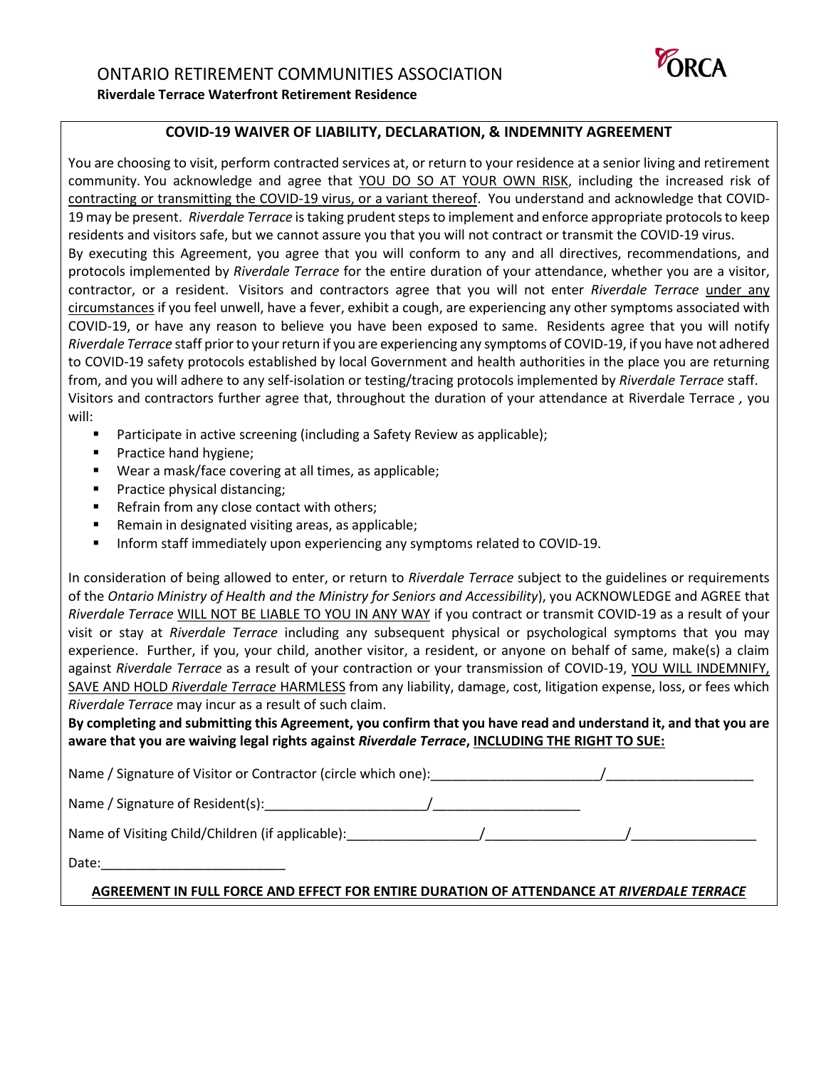ONTARIO RETIREMENT COMMUNITIES ASSOCIATION

**Riverdale Terrace Waterfront Retirement Residence**

## COVID-19 WAIVER OF LIABILITY, DECLARATION, & INDEMNITY AGREEMENT

You are choosing to visit, perform contracted services at, or return to your residence at a senior living and retirement community. You acknowledge and agree that YOU DO SO AT YOUR OWN RISK, including the increased risk of contracting or transmitting the COVID-19 virus, or a variant thereof. You understand and acknowledge that COVID-19 may be present. *Riverdale Terrace* is taking prudent steps to implement and enforce appropriate protocols to keep residents and visitors safe, but we cannot assure you that you will not contract or transmit the COVID-19 virus.

By executing this Agreement, you agree that you will conform to any and all directives, recommendations, and protocols implemented by *Riverdale Terrace* for the entire duration of your attendance, whether you are a visitor, contractor, or a resident. Visitors and contractors agree that you will not enter *Riverdale Terrace* under any circumstances if you feel unwell, have a fever, exhibit a cough, are experiencing any other symptoms associated with COVID-19, or have any reason to believe you have been exposed to same. Residents agree that you will notify *Riverdale Terrace* staff prior to your return if you are experiencing any symptoms of COVID-19, if you have not adhered to COVID-19 safety protocols established by local Government and health authorities in the place you are returning from, and you will adhere to any self-isolation or testing/tracing protocols implemented by *Riverdale Terrace* staff.

Visitors and contractors further agree that, throughout the duration of your attendance at Riverdale Terrace *,* you will:

- Participate in active screening (including a Safety Review as applicable);
- Practice hand hygiene;
- Wear a mask/face covering at all times, as applicable;
- Practice physical distancing;
- Refrain from any close contact with others;
- Remain in designated visiting areas, as applicable;
- Inform staff immediately upon experiencing any symptoms related to COVID-19.

In consideration of being allowed to enter, or return to *Riverdale Terrace* subject to the guidelines or requirements of the *Ontario Ministry of Health and the Ministry for Seniors and Accessibility*), you ACKNOWLEDGE and AGREE that *Riverdale Terrace* WILL NOT BE LIABLE TO YOU IN ANY WAY if you contract or transmit COVID-19 as a result of your visit or stay at *Riverdale Terrace* including any subsequent physical or psychological symptoms that you may experience. Further, if you, your child, another visitor, a resident, or anyone on behalf of same, make(s) a claim against *Riverdale Terrace* as a result of your contraction or your transmission of COVID-19, YOU WILL INDEMNIFY, SAVE AND HOLD *Riverdale Terrace* HARMLESS from any liability, damage, cost, litigation expense, loss, or fees which *Riverdale Terrace* may incur as a result of such claim.

**By completing and submitting this Agreement, you confirm that you have read and understand it, and that you are aware that you are waiving legal rights against *Riverdale Terrace*, INCLUDING THE RIGHT TO SUE:**

Name / Signature of Visitor or Contractor (circle which one):______________________/____________________

Name / Signature of Resident(s):_____________________/____________________

Name of Visiting Child/Children (if applicable):__________________/__________________/_________________

Date:_________________________

**AGREEMENT IN FULL FORCE AND EFFECT FOR ENTIRE DURATION OF ATTENDANCE AT *RIVERDALE TERRACE***